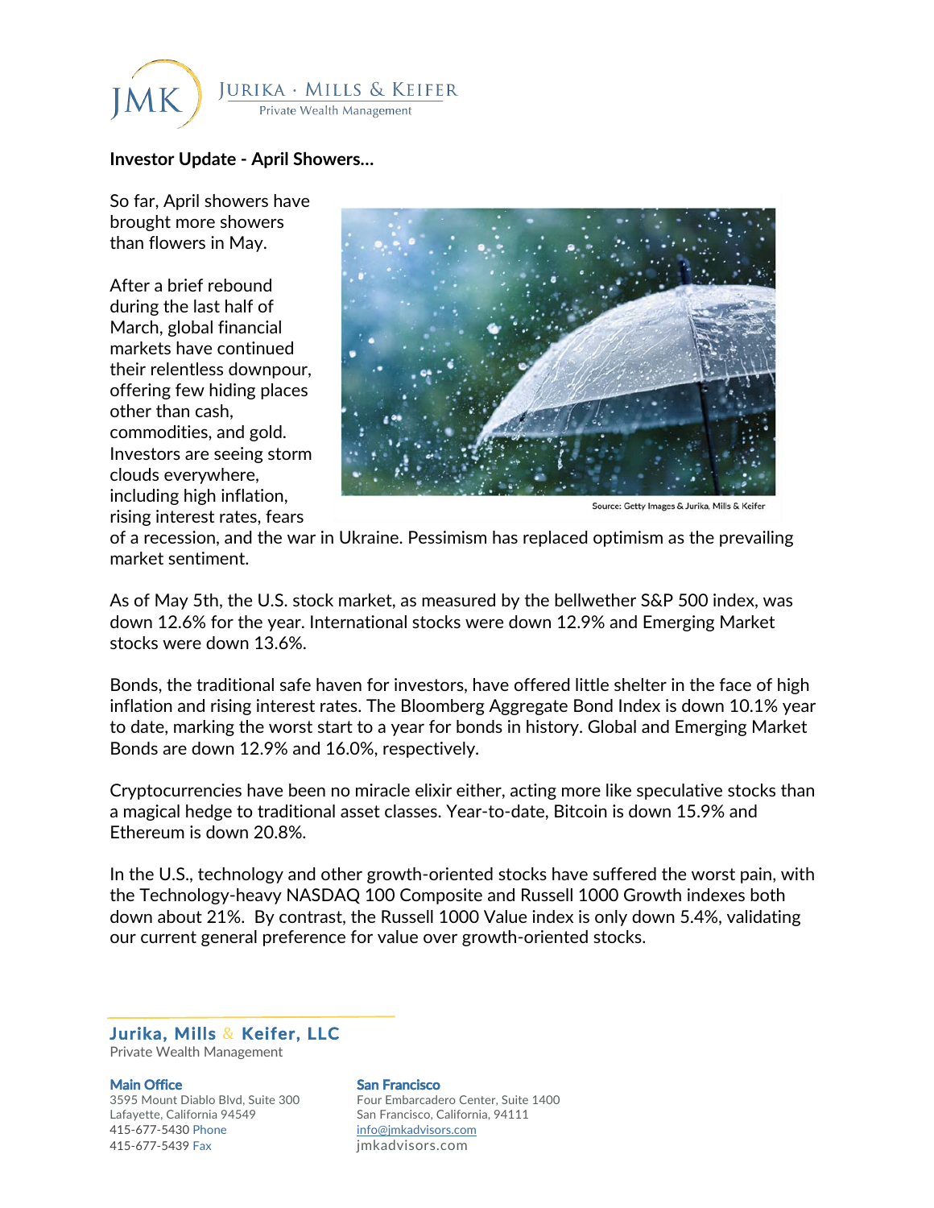JURIKA · MILLS & KEIFER
Private Wealth Management

**Investor Update - April Showers...**

So far, April showers have brought more showers than flowers in May.

After a brief rebound during the last half of March, global financial markets have continued their relentless downpour, offering few hiding places other than cash, commodities, and gold. Investors are seeing storm clouds everywhere, including high inflation, rising interest rates, fears of a recession, and the war in Ukraine. Pessimism has replaced optimism as the prevailing market sentiment.

Source: Getty Images & Jurika, Mills & Keifer

As of May 5th, the U.S. stock market, as measured by the bellwether S&P 500 index, was down 12.6% for the year. International stocks were down 12.9% and Emerging Market stocks were down 13.6%.

Bonds, the traditional safe haven for investors, have offered little shelter in the face of high inflation and rising interest rates. The Bloomberg Aggregate Bond Index is down 10.1% year to date, marking the worst start to a year for bonds in history. Global and Emerging Market Bonds are down 12.9% and 16.0%, respectively.

Cryptocurrencies have been no miracle elixir either, acting more like speculative stocks than a magical hedge to traditional asset classes. Year-to-date, Bitcoin is down 15.9% and Ethereum is down 20.8%.

In the U.S., technology and other growth-oriented stocks have suffered the worst pain, with the Technology-heavy NASDAQ 100 Composite and Russell 1000 Growth indexes both down about 21%. By contrast, the Russell 1000 Value index is only down 5.4%, validating our current general preference for value over growth-oriented stocks.

**Jurika, Mills & Keifer, LLC**
Private Wealth Management

**Main Office**
3595 Mount Diablo Blvd, Suite 300
Lafayette, California 94549
415-677-5430 Phone
415-677-5439 Fax

**San Francisco**
Four Embarcadero Center, Suite 1400
San Francisco, California, 94111
info@jmkadvisors.com
jmkadvisors.com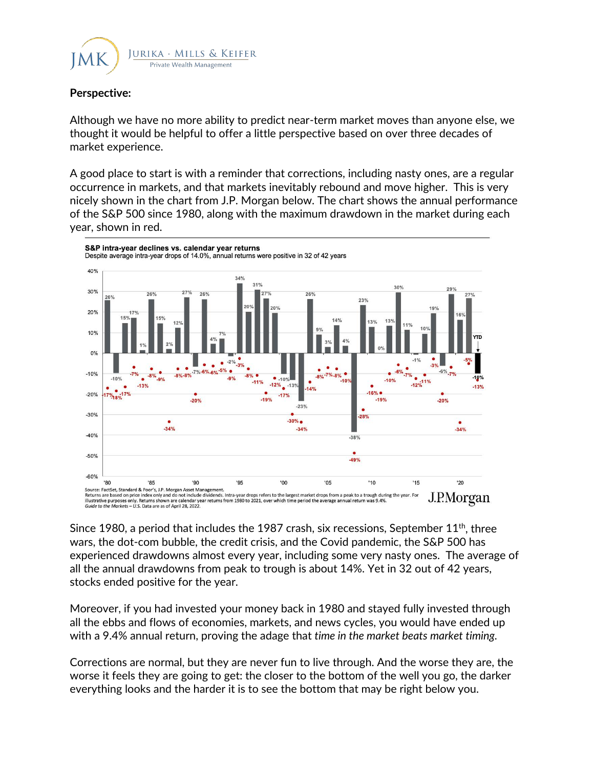**Perspective:**

Although we have no more ability to predict near-term market moves than anyone else, we thought it would be helpful to offer a little perspective based on over three decades of market experience.

A good place to start is with a reminder that corrections, including nasty ones, are a regular occurrence in markets, and that markets inevitably rebound and move higher. This is very nicely shown in the chart from J.P. Morgan below. The chart shows the annual performance of the S&P 500 since 1980, along with the maximum drawdown in the market during each year, shown in red.

**S&P intra-year declines vs. calendar year returns**
Despite average intra-year drops of 14.0%, annual returns were positive in 32 of 42 years

Source: FactSet, Standard & Poor's, J.P. Morgan Asset Management.
Returns are based on price index only and do not include dividends. Intra-year drops refers to the largest market drops from a peak to a trough during the year. For illustrative purposes only. Returns shown are calendar year returns from 1980 to 2021, over which time period the average annual return was 9.4%.
*Guide to the Markets – U.S.* Data are as of April 28, 2022.

Since 1980, a period that includes the 1987 crash, six recessions, September 11th, three wars, the dot-com bubble, the credit crisis, and the Covid pandemic, the S&P 500 has experienced drawdowns almost every year, including some very nasty ones. The average of all the annual drawdowns from peak to trough is about 14%. Yet in 32 out of 42 years, stocks ended positive for the year.

Moreover, if you had invested your money back in 1980 and stayed fully invested through all the ebbs and flows of economies, markets, and news cycles, you would have ended up with a 9.4% annual return, proving the adage that *time in the market beats market timing.*

Corrections are normal, but they are never fun to live through. And the worse they are, the worse it feels they are going to get: the closer to the bottom of the well you go, the darker everything looks and the harder it is to see the bottom that may be right below you.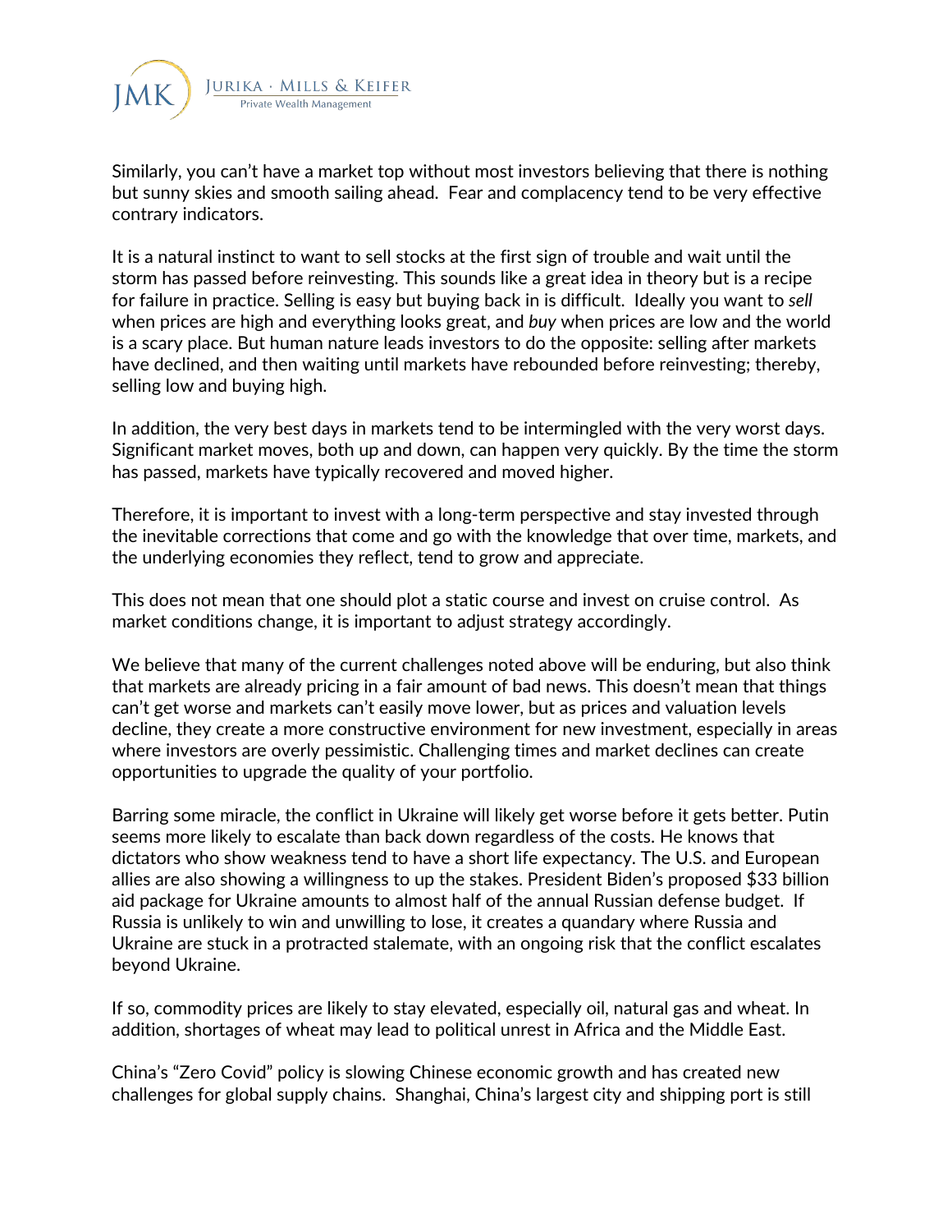Similarly, you can't have a market top without most investors believing that there is nothing but sunny skies and smooth sailing ahead. Fear and complacency tend to be very effective contrary indicators.

It is a natural instinct to want to sell stocks at the first sign of trouble and wait until the storm has passed before reinvesting. This sounds like a great idea in theory but is a recipe for failure in practice. Selling is easy but buying back in is difficult. Ideally you want to *sell* when prices are high and everything looks great, and *buy* when prices are low and the world is a scary place. But human nature leads investors to do the opposite: selling after markets have declined, and then waiting until markets have rebounded before reinvesting; thereby, selling low and buying high.

In addition, the very best days in markets tend to be intermingled with the very worst days. Significant market moves, both up and down, can happen very quickly. By the time the storm has passed, markets have typically recovered and moved higher.

Therefore, it is important to invest with a long-term perspective and stay invested through the inevitable corrections that come and go with the knowledge that over time, markets, and the underlying economies they reflect, tend to grow and appreciate.

This does not mean that one should plot a static course and invest on cruise control. As market conditions change, it is important to adjust strategy accordingly.

We believe that many of the current challenges noted above will be enduring, but also think that markets are already pricing in a fair amount of bad news. This doesn't mean that things can't get worse and markets can't easily move lower, but as prices and valuation levels decline, they create a more constructive environment for new investment, especially in areas where investors are overly pessimistic. Challenging times and market declines can create opportunities to upgrade the quality of your portfolio.

Barring some miracle, the conflict in Ukraine will likely get worse before it gets better. Putin seems more likely to escalate than back down regardless of the costs. He knows that dictators who show weakness tend to have a short life expectancy. The U.S. and European allies are also showing a willingness to up the stakes. President Biden's proposed $33 billion aid package for Ukraine amounts to almost half of the annual Russian defense budget. If Russia is unlikely to win and unwilling to lose, it creates a quandary where Russia and Ukraine are stuck in a protracted stalemate, with an ongoing risk that the conflict escalates beyond Ukraine.

If so, commodity prices are likely to stay elevated, especially oil, natural gas and wheat. In addition, shortages of wheat may lead to political unrest in Africa and the Middle East.

China's "Zero Covid" policy is slowing Chinese economic growth and has created new challenges for global supply chains. Shanghai, China's largest city and shipping port is still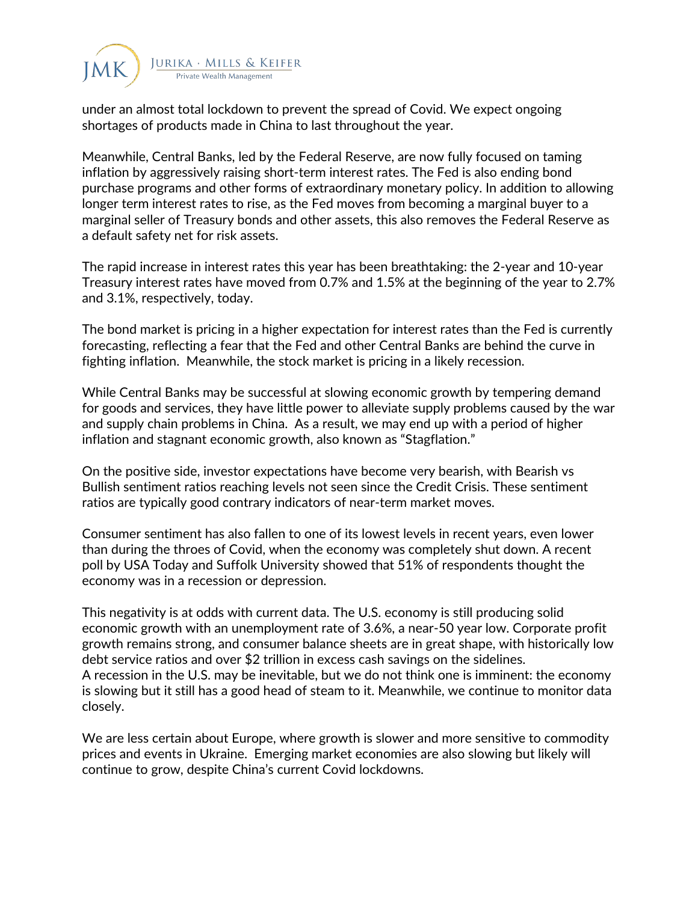under an almost total lockdown to prevent the spread of Covid. We expect ongoing shortages of products made in China to last throughout the year.

Meanwhile, Central Banks, led by the Federal Reserve, are now fully focused on taming inflation by aggressively raising short-term interest rates. The Fed is also ending bond purchase programs and other forms of extraordinary monetary policy. In addition to allowing longer term interest rates to rise, as the Fed moves from becoming a marginal buyer to a marginal seller of Treasury bonds and other assets, this also removes the Federal Reserve as a default safety net for risk assets.

The rapid increase in interest rates this year has been breathtaking: the 2-year and 10-year Treasury interest rates have moved from 0.7% and 1.5% at the beginning of the year to 2.7% and 3.1%, respectively, today.

The bond market is pricing in a higher expectation for interest rates than the Fed is currently forecasting, reflecting a fear that the Fed and other Central Banks are behind the curve in fighting inflation. Meanwhile, the stock market is pricing in a likely recession.

While Central Banks may be successful at slowing economic growth by tempering demand for goods and services, they have little power to alleviate supply problems caused by the war and supply chain problems in China. As a result, we may end up with a period of higher inflation and stagnant economic growth, also known as "Stagflation."

On the positive side, investor expectations have become very bearish, with Bearish vs Bullish sentiment ratios reaching levels not seen since the Credit Crisis. These sentiment ratios are typically good contrary indicators of near-term market moves.

Consumer sentiment has also fallen to one of its lowest levels in recent years, even lower than during the throes of Covid, when the economy was completely shut down. A recent poll by USA Today and Suffolk University showed that 51% of respondents thought the economy was in a recession or depression.

This negativity is at odds with current data. The U.S. economy is still producing solid economic growth with an unemployment rate of 3.6%, a near-50 year low. Corporate profit growth remains strong, and consumer balance sheets are in great shape, with historically low debt service ratios and over $2 trillion in excess cash savings on the sidelines.
A recession in the U.S. may be inevitable, but we do not think one is imminent: the economy is slowing but it still has a good head of steam to it. Meanwhile, we continue to monitor data closely.

We are less certain about Europe, where growth is slower and more sensitive to commodity prices and events in Ukraine. Emerging market economies are also slowing but likely will continue to grow, despite China's current Covid lockdowns.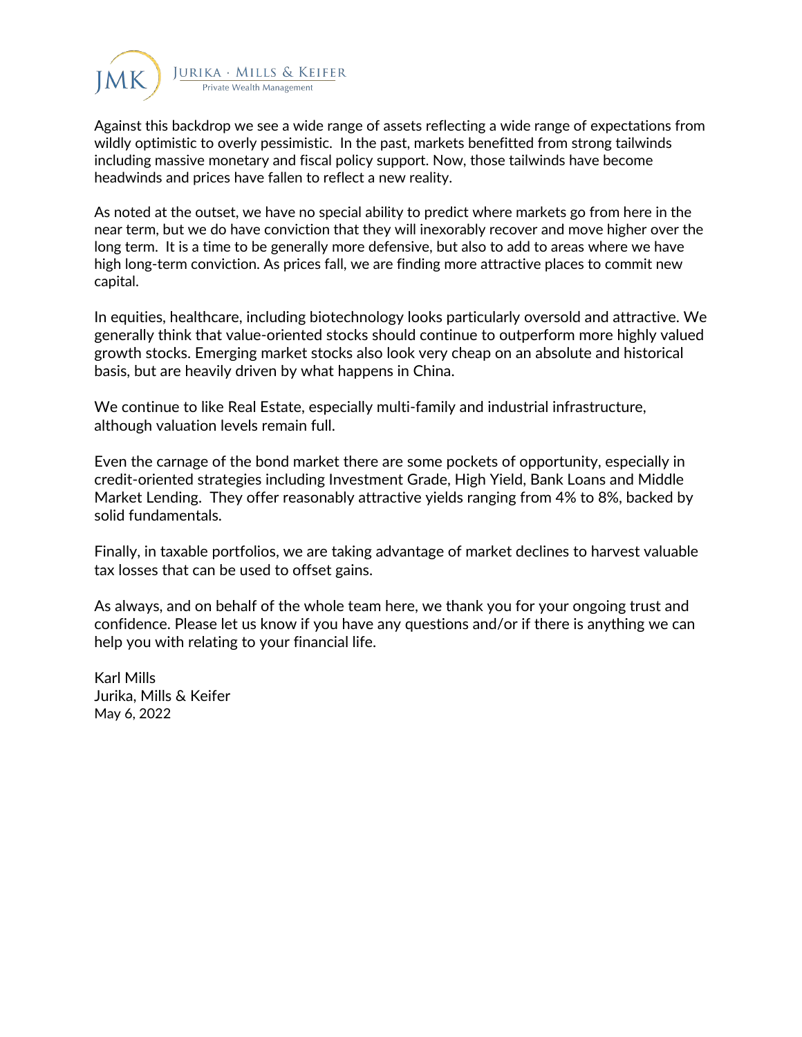Against this backdrop we see a wide range of assets reflecting a wide range of expectations from wildly optimistic to overly pessimistic. In the past, markets benefitted from strong tailwinds including massive monetary and fiscal policy support. Now, those tailwinds have become headwinds and prices have fallen to reflect a new reality.

As noted at the outset, we have no special ability to predict where markets go from here in the near term, but we do have conviction that they will inexorably recover and move higher over the long term. It is a time to be generally more defensive, but also to add to areas where we have high long-term conviction. As prices fall, we are finding more attractive places to commit new capital.

In equities, healthcare, including biotechnology looks particularly oversold and attractive. We generally think that value-oriented stocks should continue to outperform more highly valued growth stocks. Emerging market stocks also look very cheap on an absolute and historical basis, but are heavily driven by what happens in China.

We continue to like Real Estate, especially multi-family and industrial infrastructure, although valuation levels remain full.

Even the carnage of the bond market there are some pockets of opportunity, especially in credit-oriented strategies including Investment Grade, High Yield, Bank Loans and Middle Market Lending. They offer reasonably attractive yields ranging from 4% to 8%, backed by solid fundamentals.

Finally, in taxable portfolios, we are taking advantage of market declines to harvest valuable tax losses that can be used to offset gains.

As always, and on behalf of the whole team here, we thank you for your ongoing trust and confidence. Please let us know if you have any questions and/or if there is anything we can help you with relating to your financial life.

Karl Mills
Jurika, Mills & Keifer
May 6, 2022